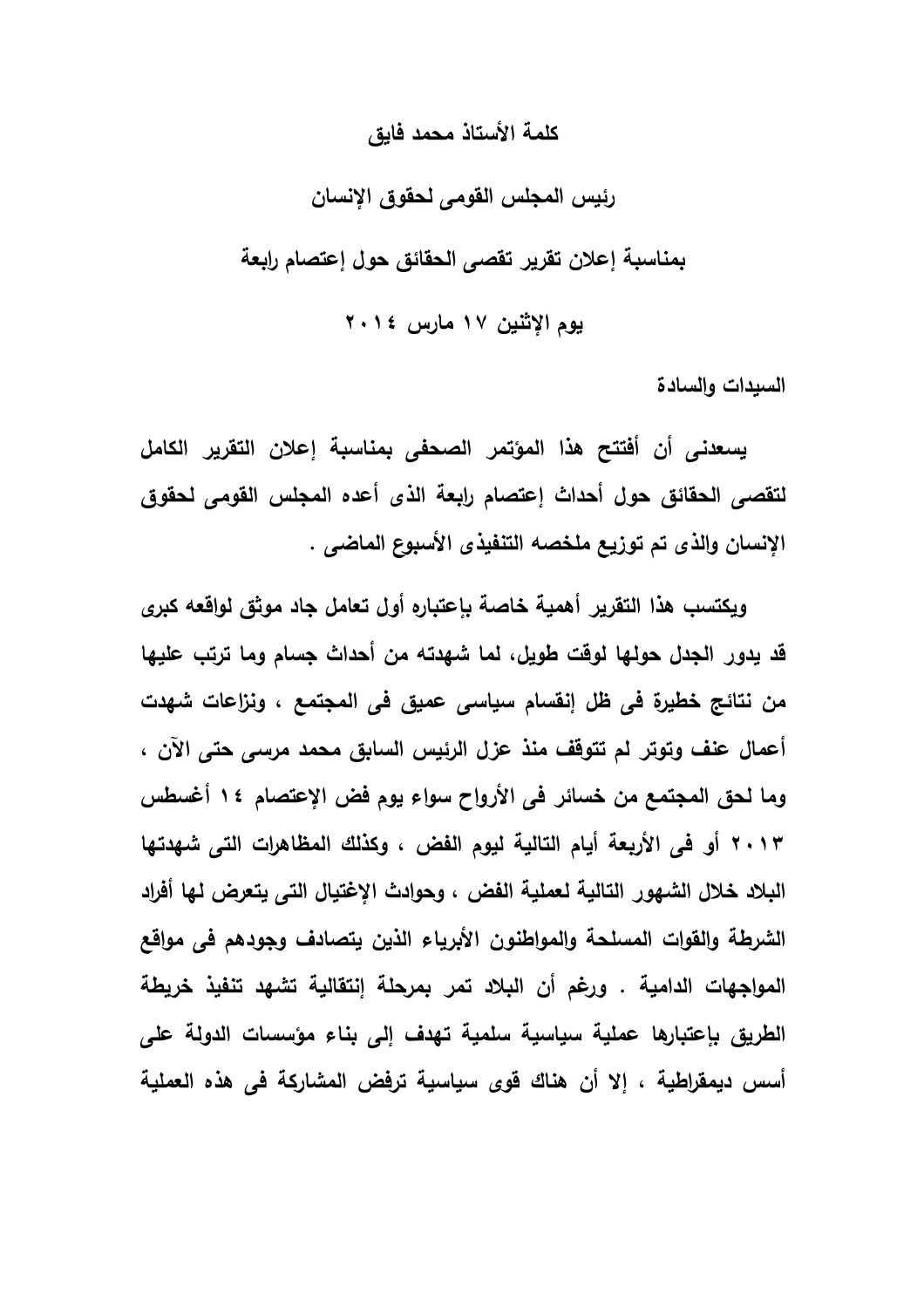# كلمة الأستاذ محمد فايق

## رئيس المجلس القومى لحقوق الإنسان

## بمناسبة إعلان تقرير تقصى الحقائق حول إعتصام رابعة

## يوم الإثنين ١٧ مارس ٢٠١٤

**السيدات والسادة**

**يسعدنى أن أفتتح هذا المؤتمر الصحفى بمناسبة إعلان التقرير الكامل لتقصى الحقائق حول أحداث إعتصام رابعة الذى أعده المجلس القومى لحقوق الإنسان والذى تم توزيع ملخصه التنفيذى الأسبوع الماضى .**

**ويكتسب هذا التقرير أهمية خاصة بإعتباره أول تعامل جاد موثق لواقعه كبرى قد يدور الجدل حولها لوقت طويل، لما شهدته من أحداث جسام وما ترتب عليها من نتائج خطيرة فى ظل إنقسام سياسى عميق فى المجتمع ، ونزاعات شهدت أعمال عنف وتوتر لم تتوقف منذ عزل الرئيس السابق محمد مرسى حتى الآن ، وما لحق المجتمع من خسائر فى الأرواح سواء يوم فض الإعتصام ١٤ أغسطس ٢٠١٣ أو فى الأربعة أيام التالية ليوم الفض ، وكذلك المظاهرات التى شهدتها البلاد خلال الشهور التالية لعملية الفض ، وحوادث الإغتيال التى يتعرض لها أفراد الشرطة والقوات المسلحة والمواطنون الأبرياء الذين يتصادف وجودهم فى مواقع المواجهات الدامية . ورغم أن البلاد تمر بمرحلة إنتقالية تشهد تنفيذ خريطة الطريق بإعتبارها عملية سياسية سلمية تهدف إلى بناء مؤسسات الدولة على أسس ديمقراطية ، إلا أن هناك قوى سياسية ترفض المشاركة فى هذه العملية**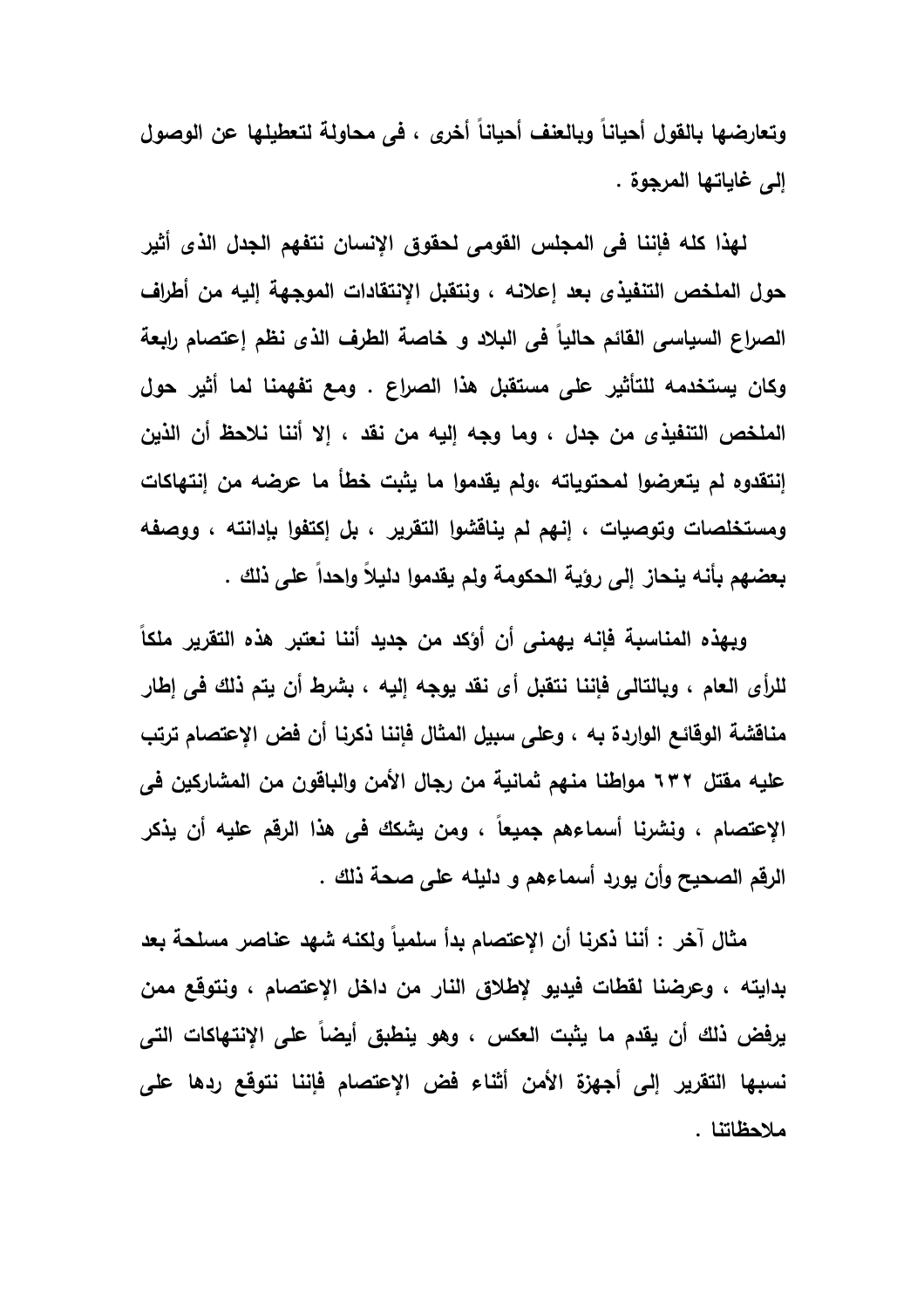وتعارضها بالقول أحياناً وبالعنف أحياناً أخرى ، فى محاولة لتعطيلها عن الوصول إلى غاياتها المرجوة .

لهذا كله فإننا فى المجلس القومى لحقوق الإنسان نتفهم الجدل الذى أثير حول الملخص التنفيذى بعد إعلانه ، ونتقبل الإنتقادات الموجهة إليه من أطراف الصراع السياسى القائم حالياً فى البلاد و خاصة الطرف الذى نظم إعتصام رابعة وكان يستخدمه للتأثير على مستقبل هذا الصراع . ومع تفهمنا لما أثير حول الملخص التنفيذى من جدل ، وما وجه إليه من نقد ، إلا أننا نلاحظ أن الذين إنتقدوه لم يتعرضوا لمحتوياته ،ولم يقدموا ما يثبت خطأ ما عرضه من إنتهاكات ومستخلصات وتوصيات ، إنهم لم يناقشوا التقرير ، بل إكتفوا بإدانته ، ووصفه بعضهم بأنه ينحاز إلى رؤية الحكومة ولم يقدموا دليلاً واحداً على ذلك .

وبهذه المناسبة فإنه يهمنى أن أؤكد من جديد أننا نعتبر هذه التقرير ملكاً للرأى العام ، وبالتالى فإننا نتقبل أى نقد يوجه إليه ، بشرط أن يتم ذلك فى إطار مناقشة الوقائع الواردة به ، وعلى سبيل المثال فإننا ذكرنا أن فض الإعتصام ترتب عليه مقتل ٦٣٢ مواطنا منهم ثمانية من رجال الأمن والباقون من المشاركين فى الإعتصام ، ونشرنا أسماءهم جميعاً ، ومن يشكك فى هذا الرقم عليه أن يذكر الرقم الصحيح وأن يورد أسماءهم و دليله على صحة ذلك .

مثال آخر : أننا ذكرنا أن الإعتصام بدأ سلمياً ولكنه شهد عناصر مسلحة بعد بدايته ، وعرضنا لقطات فيديو لإطلاق النار من داخل الإعتصام ، ونتوقع ممن يرفض ذلك أن يقدم ما يثبت العكس ، وهو ينطبق أيضاً على الإنتهاكات التى نسبها التقرير إلى أجهزة الأمن أثناء فض الإعتصام فإننا نتوقع ردها على ملاحظاتنا .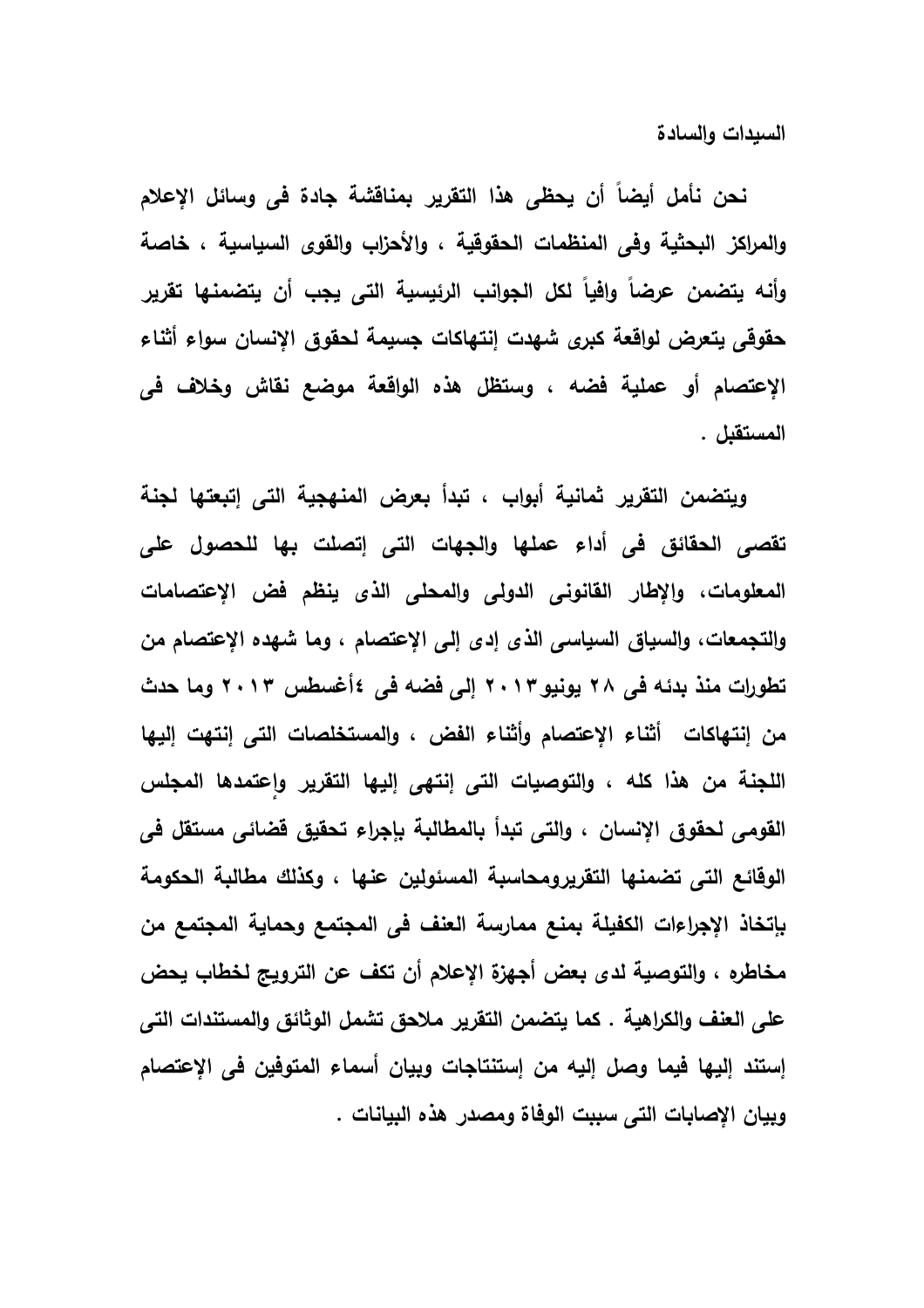**السيدات والسادة**

**نحن نأمل أيضاً أن يحظى هذا التقرير بمناقشة جادة فى وسائل الإعلام والمراكز البحثية وفى المنظمات الحقوقية ، والأحزاب والقوى السياسية ، خاصة وأنه يتضمن عرضاً وافياً لكل الجوانب الرئيسية التى يجب أن يتضمنها تقرير حقوقى يتعرض لواقعة كبرى شهدت إنتهاكات جسيمة لحقوق الإنسان سواء أثناء الإعتصام أو عملية فضه ، وستظل هذه الواقعة موضع نقاش وخلاف فى المستقبل .**

**ويتضمن التقرير ثمانية أبواب ، تبدأ بعرض المنهجية التى إتبعتها لجنة تقصى الحقائق فى أداء عملها والجهات التى إتصلت بها للحصول على المعلومات، والإطار القانونى الدولى والمحلى الذى ينظم فض الإعتصامات والتجمعات، والسياق السياسى الذى إدى إلى الإعتصام ، وما شهده الإعتصام من تطورات منذ بدئه فى ٢٨ يونيو٢٠١٣ إلى فضه فى ٤أغسطس ٢٠١٣ وما حدث من إنتهاكات  أثناء الإعتصام وأثناء الفض ، والمستخلصات التى إنتهت إليها اللجنة من هذا كله ، والتوصيات التى إنتهى إليها التقرير وإعتمدها المجلس القومى لحقوق الإنسان ، والتى تبدأ بالمطالبة بإجراء تحقيق قضائى مستقل فى الوقائع التى تضمنها التقريرومحاسبة المسئولين عنها ، وكذلك مطالبة الحكومة بإتخاذ الإجراءات الكفيلة بمنع ممارسة العنف فى المجتمع وحماية المجتمع من مخاطره ، والتوصية لدى بعض أجهزة الإعلام أن تكف عن الترويج لخطاب يحض على العنف والكراهية . كما يتضمن التقرير ملاحق تشمل الوثائق والمستندات التى إستند إليها فيما وصل إليه من إستنتاجات وبيان أسماء المتوفين فى الإعتصام وبيان الإصابات التى سببت الوفاة ومصدر هذه البيانات .**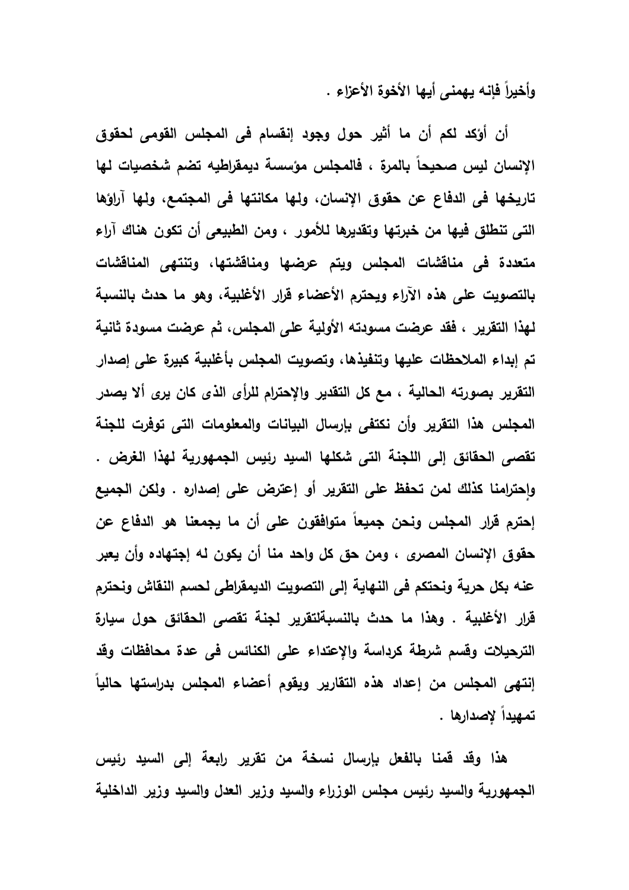وأخيراً فإنه يهمنى أيها الأخوة الأعزاء .

أن أؤكد لكم أن ما أثير حول وجود إنقسام فى المجلس القومى لحقوق الإنسان ليس صحيحاً بالمرة ، فالمجلس مؤسسة ديمقراطيه تضم شخصيات لها تاريخها فى الدفاع عن حقوق الإنسان، ولها مكانتها فى المجتمع، ولها آراؤها التى تنطلق فيها من خبرتها وتقديرها للأمور ، ومن الطبيعى أن تكون هناك آراء متعددة فى مناقشات المجلس ويتم عرضها ومناقشتها، وتنتهى المناقشات بالتصويت على هذه الآراء ويحترم الأعضاء قرار الأغلبية، وهو ما حدث بالنسبة لهذا التقرير ، فقد عرضت مسودته الأولية على المجلس، ثم عرضت مسودة ثانية تم إبداء الملاحظات عليها وتنفيذها، وتصويت المجلس بأغلبية كبيرة على إصدار التقرير بصورته الحالية ، مع كل التقدير والإحترام للرأى الذى كان يرى ألا يصدر المجلس هذا التقرير وأن نكتفى بإرسال البيانات والمعلومات التى توفرت للجنة تقصى الحقائق إلى اللجنة التى شكلها السيد رئيس الجمهورية لهذا الغرض . وإحترامنا كذلك لمن تحفظ على التقرير أو إعترض على إصداره . ولكن الجميع إحترم قرار المجلس ونحن جميعاً متوافقون على أن ما يجمعنا هو الدفاع عن حقوق الإنسان المصرى ، ومن حق كل واحد منا أن يكون له إجتهاده وأن يعبر عنه بكل حرية ونحتكم فى النهاية إلى التصويت الديمقراطى لحسم النقاش ونحترم قرار الأغلبية . وهذا ما حدث بالنسبةلتقرير لجنة تقصى الحقائق حول سيارة الترحيلات وقسم شرطة كرداسة والإعتداء على الكنائس فى عدة محافظات وقد إنتهى المجلس من إعداد هذه التقارير ويقوم أعضاء المجلس بدراستها حالياً تمهيداً لإصدارها .

هذا وقد قمنا بالفعل بإرسال نسخة من تقرير رابعة إلى السيد رئيس الجمهورية والسيد رئيس مجلس الوزراء والسيد وزير العدل والسيد وزير الداخلية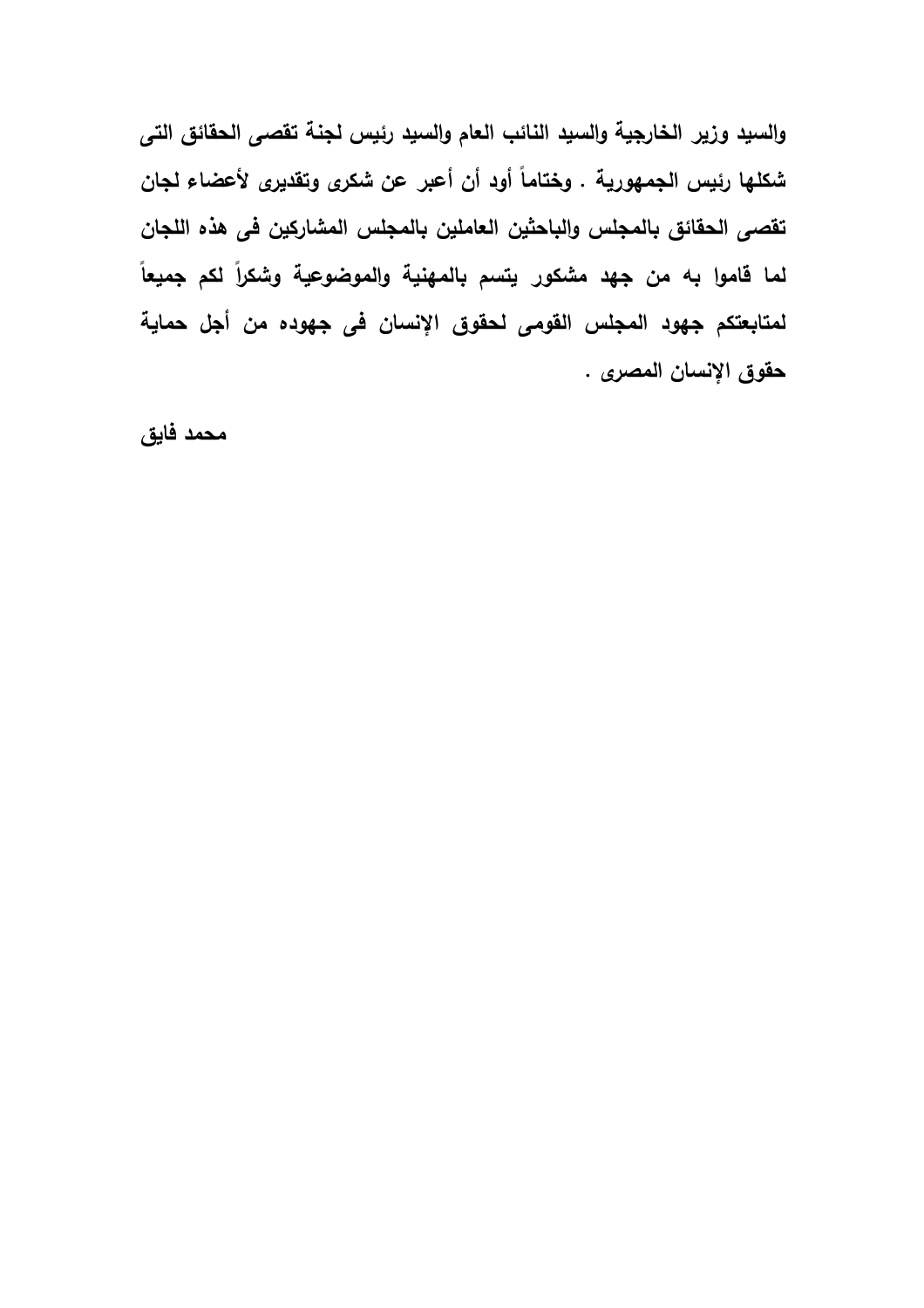**والسيد وزير الخارجية والسيد النائب العام والسيد رئيس لجنة تقصى الحقائق التى شكلها رئيس الجمهورية . وختاماً أود أن أعبر عن شكرى وتقديرى لأعضاء لجان تقصى الحقائق بالمجلس والباحثين العاملين بالمجلس المشاركين فى هذه اللجان لما قاموا به من جهد مشكور يتسم بالمهنية والموضوعية وشكراً لكم جميعاً لمتابعتكم جهود المجلس القومى لحقوق الإنسان فى جهوده من أجل حماية حقوق الإنسان المصرى .**

**محمد فايق**